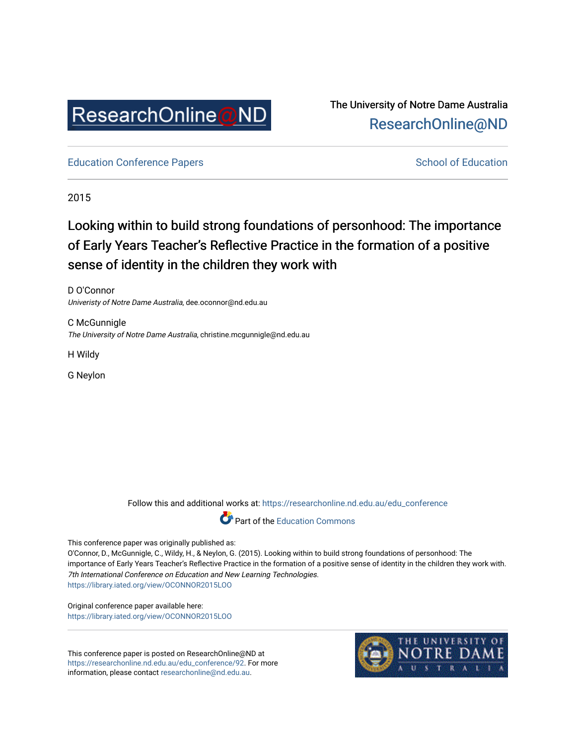ResearchOnline@ND

The University of Notre Dame Australia
ResearchOnline@ND

Education Conference Papers

School of Education

2015

# Looking within to build strong foundations of personhood: The importance of Early Years Teacher's Reflective Practice in the formation of a positive sense of identity in the children they work with

D O'Connor
*Univeristy of Notre Dame Australia*, dee.oconnor@nd.edu.au

C McGunnigle
*The University of Notre Dame Australia*, christine.mcgunnigle@nd.edu.au

H Wildy

G Neylon

Follow this and additional works at: https://researchonline.nd.edu.au/edu_conference

Part of the Education Commons

This conference paper was originally published as:
O'Connor, D., McGunnigle, C., Wildy, H., & Neylon, G. (2015). Looking within to build strong foundations of personhood: The importance of Early Years Teacher's Reflective Practice in the formation of a positive sense of identity in the children they work with. *7th International Conference on Education and New Learning Technologies*.
https://library.iated.org/view/OCONNOR2015LOO

Original conference paper available here:
https://library.iated.org/view/OCONNOR2015LOO

This conference paper is posted on ResearchOnline@ND at https://researchonline.nd.edu.au/edu_conference/92. For more information, please contact researchonline@nd.edu.au.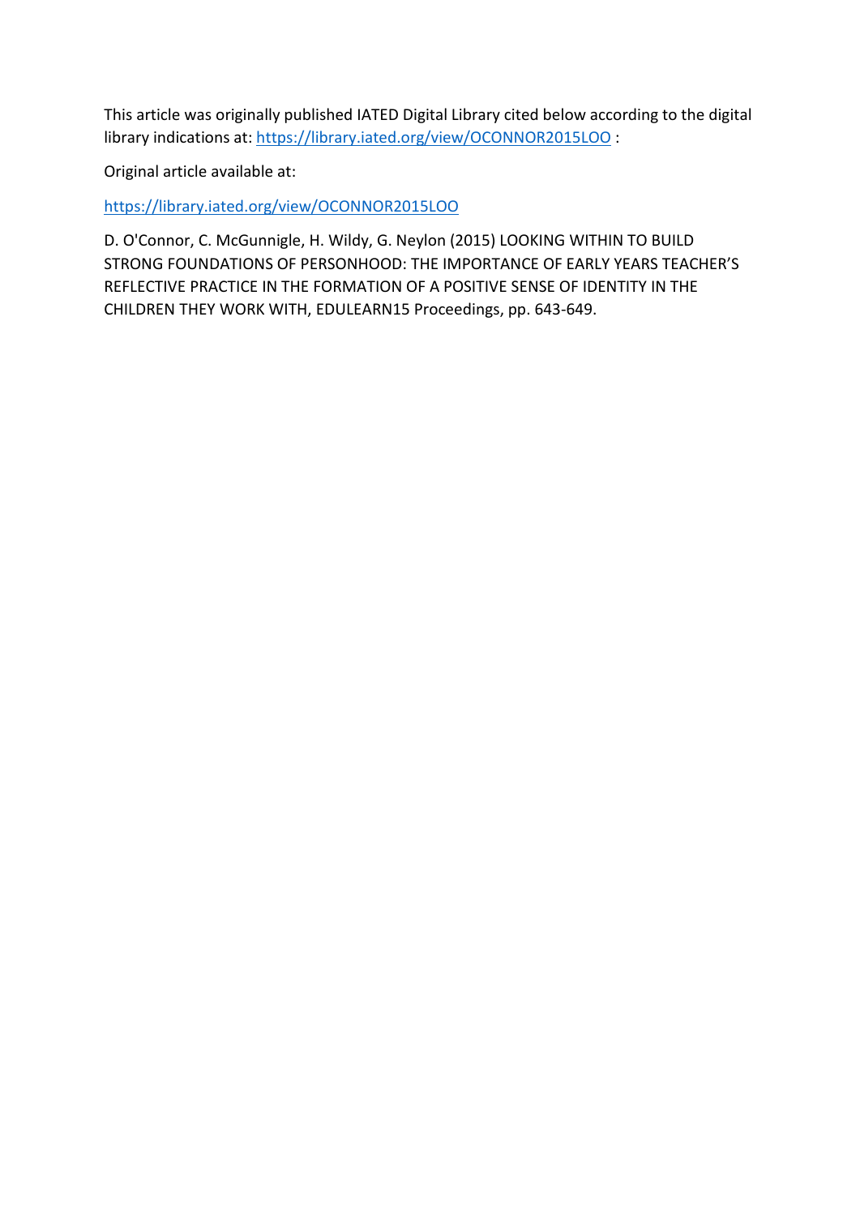This article was originally published IATED Digital Library cited below according to the digital library indications at: [https://library.iated.org/view/OCONNOR2015LOO](https://library.iated.org/view/OCONNOR2015LOO) :

Original article available at:

[https://library.iated.org/view/OCONNOR2015LOO](https://library.iated.org/view/OCONNOR2015LOO)

D. O'Connor, C. McGunnigle, H. Wildy, G. Neylon (2015) LOOKING WITHIN TO BUILD STRONG FOUNDATIONS OF PERSONHOOD: THE IMPORTANCE OF EARLY YEARS TEACHER'S REFLECTIVE PRACTICE IN THE FORMATION OF A POSITIVE SENSE OF IDENTITY IN THE CHILDREN THEY WORK WITH, EDULEARN15 Proceedings, pp. 643-649.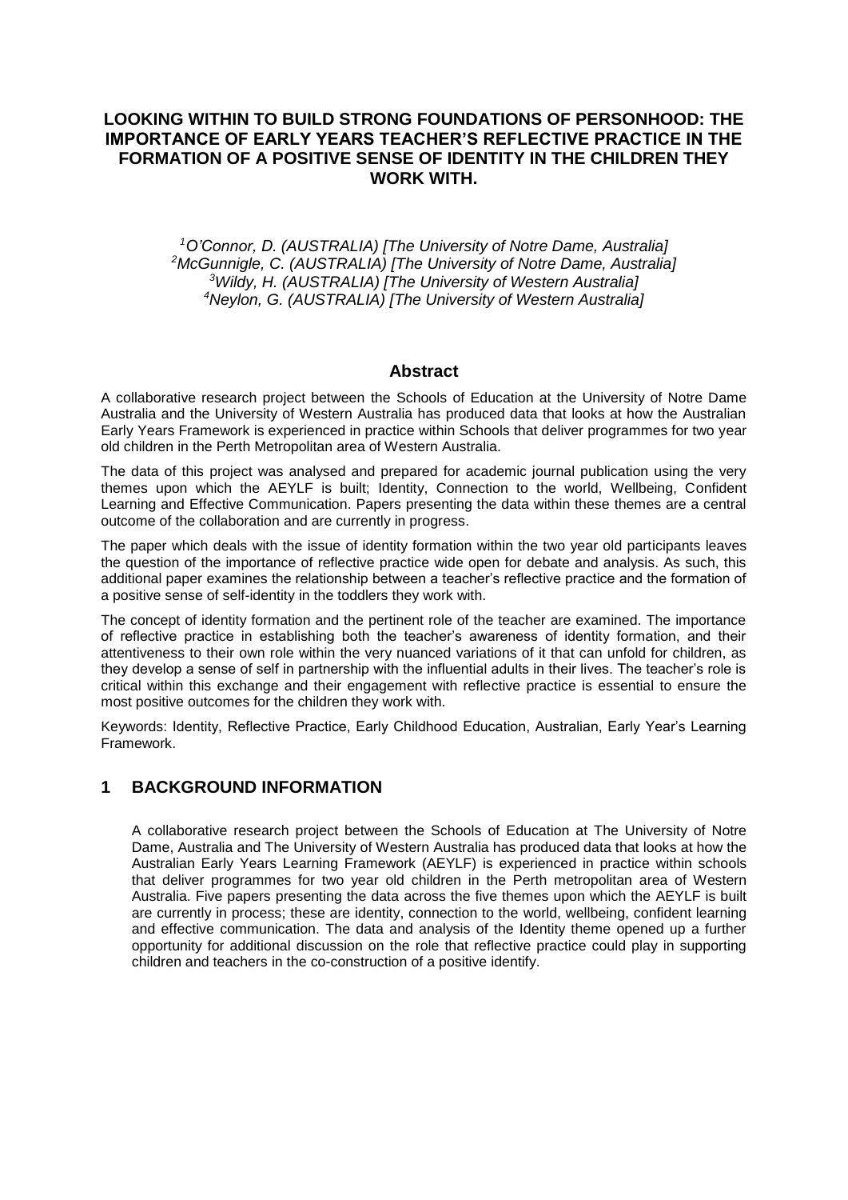# LOOKING WITHIN TO BUILD STRONG FOUNDATIONS OF PERSONHOOD: THE IMPORTANCE OF EARLY YEARS TEACHER'S REFLECTIVE PRACTICE IN THE FORMATION OF A POSITIVE SENSE OF IDENTITY IN THE CHILDREN THEY WORK WITH.

*[1]O'Connor, D. (AUSTRALIA) [The University of Notre Dame, Australia]*
*[2]McGunnigle, C. (AUSTRALIA) [The University of Notre Dame, Australia]*
*[3]Wildy, H. (AUSTRALIA) [The University of Western Australia]*
*[4]Neylon, G. (AUSTRALIA) [The University of Western Australia]*

## Abstract

A collaborative research project between the Schools of Education at the University of Notre Dame Australia and the University of Western Australia has produced data that looks at how the Australian Early Years Framework is experienced in practice within Schools that deliver programmes for two year old children in the Perth Metropolitan area of Western Australia.

The data of this project was analysed and prepared for academic journal publication using the very themes upon which the AEYLF is built; Identity, Connection to the world, Wellbeing, Confident Learning and Effective Communication. Papers presenting the data within these themes are a central outcome of the collaboration and are currently in progress.

The paper which deals with the issue of identity formation within the two year old participants leaves the question of the importance of reflective practice wide open for debate and analysis. As such, this additional paper examines the relationship between a teacher's reflective practice and the formation of a positive sense of self-identity in the toddlers they work with.

The concept of identity formation and the pertinent role of the teacher are examined. The importance of reflective practice in establishing both the teacher's awareness of identity formation, and their attentiveness to their own role within the very nuanced variations of it that can unfold for children, as they develop a sense of self in partnership with the influential adults in their lives. The teacher's role is critical within this exchange and their engagement with reflective practice is essential to ensure the most positive outcomes for the children they work with.

Keywords: Identity, Reflective Practice, Early Childhood Education, Australian, Early Year's Learning Framework.

## 1 BACKGROUND INFORMATION

A collaborative research project between the Schools of Education at The University of Notre Dame, Australia and The University of Western Australia has produced data that looks at how the Australian Early Years Learning Framework (AEYLF) is experienced in practice within schools that deliver programmes for two year old children in the Perth metropolitan area of Western Australia. Five papers presenting the data across the five themes upon which the AEYLF is built are currently in process; these are identity, connection to the world, wellbeing, confident learning and effective communication. The data and analysis of the Identity theme opened up a further opportunity for additional discussion on the role that reflective practice could play in supporting children and teachers in the co-construction of a positive identify.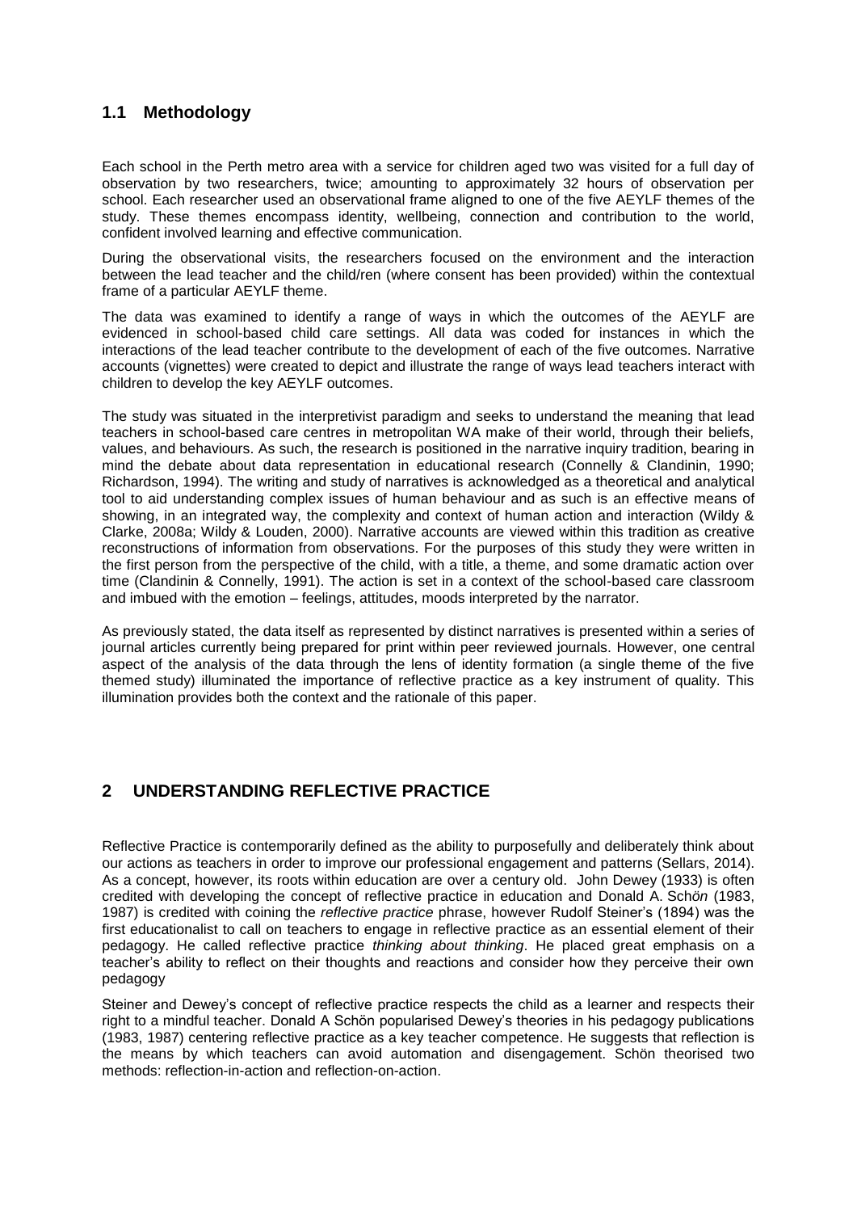## 1.1 Methodology

Each school in the Perth metro area with a service for children aged two was visited for a full day of observation by two researchers, twice; amounting to approximately 32 hours of observation per school. Each researcher used an observational frame aligned to one of the five AEYLF themes of the study. These themes encompass identity, wellbeing, connection and contribution to the world, confident involved learning and effective communication.

During the observational visits, the researchers focused on the environment and the interaction between the lead teacher and the child/ren (where consent has been provided) within the contextual frame of a particular AEYLF theme.

The data was examined to identify a range of ways in which the outcomes of the AEYLF are evidenced in school-based child care settings. All data was coded for instances in which the interactions of the lead teacher contribute to the development of each of the five outcomes. Narrative accounts (vignettes) were created to depict and illustrate the range of ways lead teachers interact with children to develop the key AEYLF outcomes.

The study was situated in the interpretivist paradigm and seeks to understand the meaning that lead teachers in school-based care centres in metropolitan WA make of their world, through their beliefs, values, and behaviours. As such, the research is positioned in the narrative inquiry tradition, bearing in mind the debate about data representation in educational research (Connelly & Clandinin, 1990; Richardson, 1994). The writing and study of narratives is acknowledged as a theoretical and analytical tool to aid understanding complex issues of human behaviour and as such is an effective means of showing, in an integrated way, the complexity and context of human action and interaction (Wildy & Clarke, 2008a; Wildy & Louden, 2000). Narrative accounts are viewed within this tradition as creative reconstructions of information from observations. For the purposes of this study they were written in the first person from the perspective of the child, with a title, a theme, and some dramatic action over time (Clandinin & Connelly, 1991). The action is set in a context of the school-based care classroom and imbued with the emotion – feelings, attitudes, moods interpreted by the narrator.

As previously stated, the data itself as represented by distinct narratives is presented within a series of journal articles currently being prepared for print within peer reviewed journals. However, one central aspect of the analysis of the data through the lens of identity formation (a single theme of the five themed study) illuminated the importance of reflective practice as a key instrument of quality. This illumination provides both the context and the rationale of this paper.

# 2 UNDERSTANDING REFLECTIVE PRACTICE

Reflective Practice is contemporarily defined as the ability to purposefully and deliberately think about our actions as teachers in order to improve our professional engagement and patterns (Sellars, 2014). As a concept, however, its roots within education are over a century old. John Dewey (1933) is often credited with developing the concept of reflective practice in education and Donald A. Sch*ön* (1983, 1987) is credited with coining the *reflective practice* phrase, however Rudolf Steiner's (1894) was the first educationalist to call on teachers to engage in reflective practice as an essential element of their pedagogy. He called reflective practice *thinking about thinking*. He placed great emphasis on a teacher's ability to reflect on their thoughts and reactions and consider how they perceive their own pedagogy

Steiner and Dewey's concept of reflective practice respects the child as a learner and respects their right to a mindful teacher. Donald A Schön popularised Dewey's theories in his pedagogy publications (1983, 1987) centering reflective practice as a key teacher competence. He suggests that reflection is the means by which teachers can avoid automation and disengagement. Schön theorised two methods: reflection-in-action and reflection-on-action.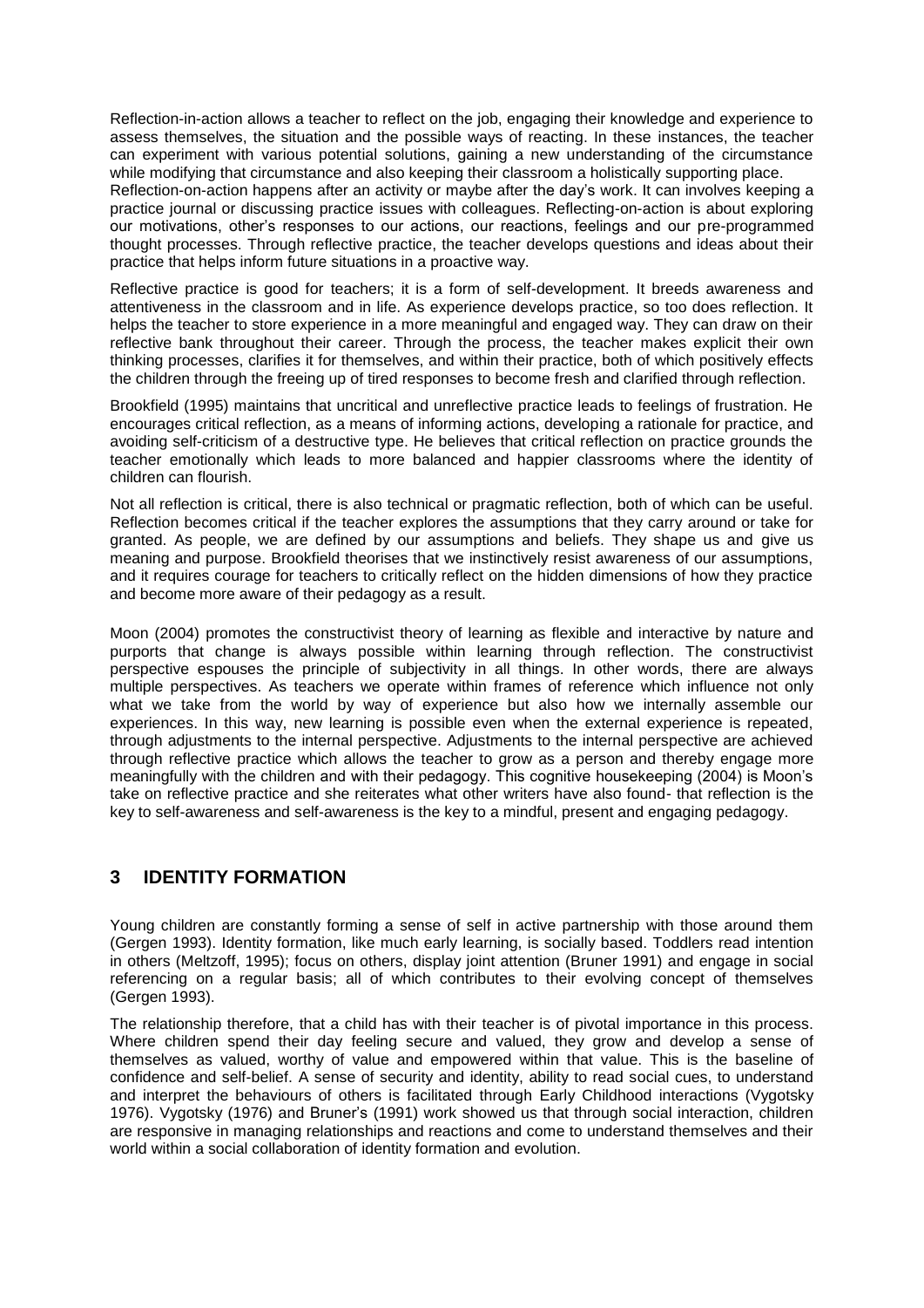Reflection-in-action allows a teacher to reflect on the job, engaging their knowledge and experience to assess themselves, the situation and the possible ways of reacting. In these instances, the teacher can experiment with various potential solutions, gaining a new understanding of the circumstance while modifying that circumstance and also keeping their classroom a holistically supporting place. Reflection-on-action happens after an activity or maybe after the day's work. It can involves keeping a practice journal or discussing practice issues with colleagues. Reflecting-on-action is about exploring our motivations, other's responses to our actions, our reactions, feelings and our pre-programmed thought processes. Through reflective practice, the teacher develops questions and ideas about their practice that helps inform future situations in a proactive way.

Reflective practice is good for teachers; it is a form of self-development. It breeds awareness and attentiveness in the classroom and in life. As experience develops practice, so too does reflection. It helps the teacher to store experience in a more meaningful and engaged way. They can draw on their reflective bank throughout their career. Through the process, the teacher makes explicit their own thinking processes, clarifies it for themselves, and within their practice, both of which positively effects the children through the freeing up of tired responses to become fresh and clarified through reflection.

Brookfield (1995) maintains that uncritical and unreflective practice leads to feelings of frustration. He encourages critical reflection, as a means of informing actions, developing a rationale for practice, and avoiding self-criticism of a destructive type. He believes that critical reflection on practice grounds the teacher emotionally which leads to more balanced and happier classrooms where the identity of children can flourish.

Not all reflection is critical, there is also technical or pragmatic reflection, both of which can be useful. Reflection becomes critical if the teacher explores the assumptions that they carry around or take for granted. As people, we are defined by our assumptions and beliefs. They shape us and give us meaning and purpose. Brookfield theorises that we instinctively resist awareness of our assumptions, and it requires courage for teachers to critically reflect on the hidden dimensions of how they practice and become more aware of their pedagogy as a result.

Moon (2004) promotes the constructivist theory of learning as flexible and interactive by nature and purports that change is always possible within learning through reflection. The constructivist perspective espouses the principle of subjectivity in all things. In other words, there are always multiple perspectives. As teachers we operate within frames of reference which influence not only what we take from the world by way of experience but also how we internally assemble our experiences. In this way, new learning is possible even when the external experience is repeated, through adjustments to the internal perspective. Adjustments to the internal perspective are achieved through reflective practice which allows the teacher to grow as a person and thereby engage more meaningfully with the children and with their pedagogy. This cognitive housekeeping (2004) is Moon's take on reflective practice and she reiterates what other writers have also found- that reflection is the key to self-awareness and self-awareness is the key to a mindful, present and engaging pedagogy.

## 3 IDENTITY FORMATION

Young children are constantly forming a sense of self in active partnership with those around them (Gergen 1993). Identity formation, like much early learning, is socially based. Toddlers read intention in others (Meltzoff, 1995); focus on others, display joint attention (Bruner 1991) and engage in social referencing on a regular basis; all of which contributes to their evolving concept of themselves (Gergen 1993).

The relationship therefore, that a child has with their teacher is of pivotal importance in this process. Where children spend their day feeling secure and valued, they grow and develop a sense of themselves as valued, worthy of value and empowered within that value. This is the baseline of confidence and self-belief. A sense of security and identity, ability to read social cues, to understand and interpret the behaviours of others is facilitated through Early Childhood interactions (Vygotsky 1976). Vygotsky (1976) and Bruner's (1991) work showed us that through social interaction, children are responsive in managing relationships and reactions and come to understand themselves and their world within a social collaboration of identity formation and evolution.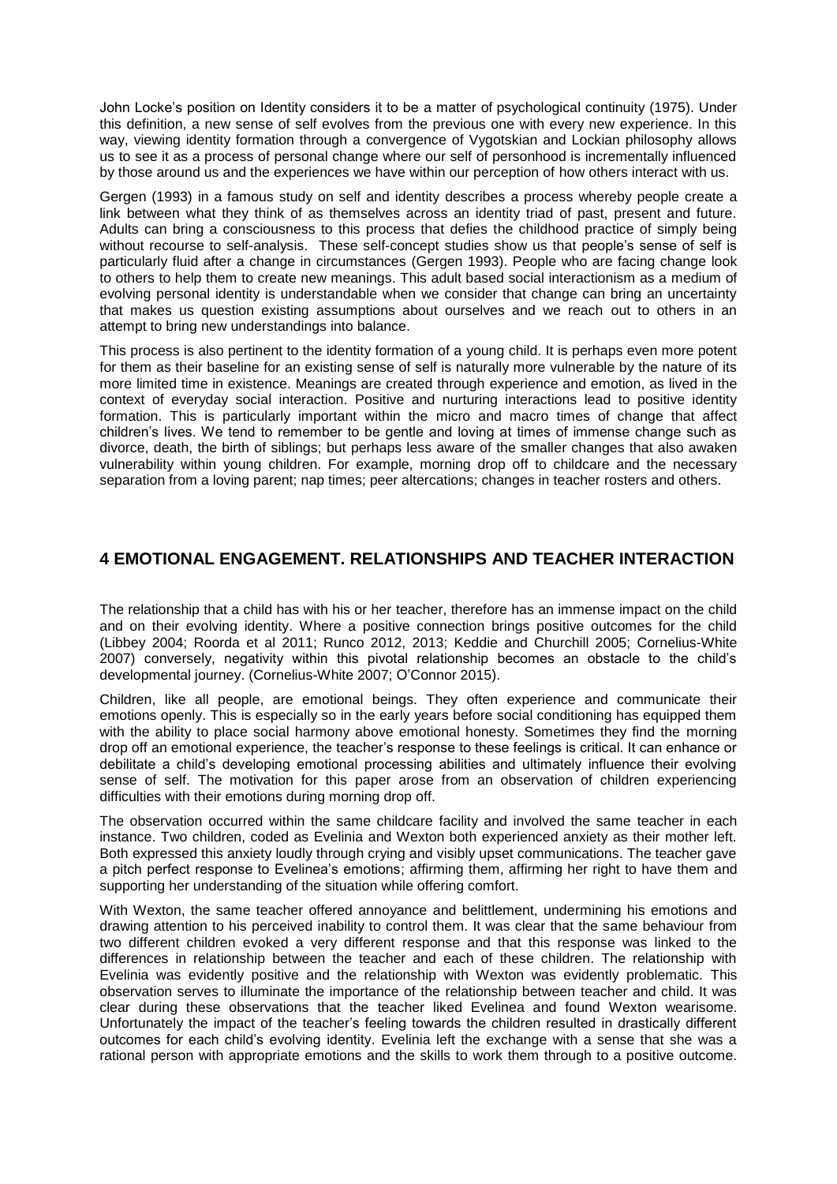John Locke's position on Identity considers it to be a matter of psychological continuity (1975). Under this definition, a new sense of self evolves from the previous one with every new experience. In this way, viewing identity formation through a convergence of Vygotskian and Lockian philosophy allows us to see it as a process of personal change where our self of personhood is incrementally influenced by those around us and the experiences we have within our perception of how others interact with us.

Gergen (1993) in a famous study on self and identity describes a process whereby people create a link between what they think of as themselves across an identity triad of past, present and future. Adults can bring a consciousness to this process that defies the childhood practice of simply being without recourse to self-analysis. These self-concept studies show us that people's sense of self is particularly fluid after a change in circumstances (Gergen 1993). People who are facing change look to others to help them to create new meanings. This adult based social interactionism as a medium of evolving personal identity is understandable when we consider that change can bring an uncertainty that makes us question existing assumptions about ourselves and we reach out to others in an attempt to bring new understandings into balance.

This process is also pertinent to the identity formation of a young child. It is perhaps even more potent for them as their baseline for an existing sense of self is naturally more vulnerable by the nature of its more limited time in existence. Meanings are created through experience and emotion, as lived in the context of everyday social interaction. Positive and nurturing interactions lead to positive identity formation. This is particularly important within the micro and macro times of change that affect children's lives. We tend to remember to be gentle and loving at times of immense change such as divorce, death, the birth of siblings; but perhaps less aware of the smaller changes that also awaken vulnerability within young children. For example, morning drop off to childcare and the necessary separation from a loving parent; nap times; peer altercations; changes in teacher rosters and others.

## 4 EMOTIONAL ENGAGEMENT. RELATIONSHIPS AND TEACHER INTERACTION

The relationship that a child has with his or her teacher, therefore has an immense impact on the child and on their evolving identity. Where a positive connection brings positive outcomes for the child (Libbey 2004; Roorda et al 2011; Runco 2012, 2013; Keddie and Churchill 2005; Cornelius-White 2007) conversely, negativity within this pivotal relationship becomes an obstacle to the child's developmental journey. (Cornelius-White 2007; O'Connor 2015).

Children, like all people, are emotional beings. They often experience and communicate their emotions openly. This is especially so in the early years before social conditioning has equipped them with the ability to place social harmony above emotional honesty. Sometimes they find the morning drop off an emotional experience, the teacher's response to these feelings is critical. It can enhance or debilitate a child's developing emotional processing abilities and ultimately influence their evolving sense of self. The motivation for this paper arose from an observation of children experiencing difficulties with their emotions during morning drop off.

The observation occurred within the same childcare facility and involved the same teacher in each instance. Two children, coded as Evelinia and Wexton both experienced anxiety as their mother left. Both expressed this anxiety loudly through crying and visibly upset communications. The teacher gave a pitch perfect response to Evelinea's emotions; affirming them, affirming her right to have them and supporting her understanding of the situation while offering comfort.

With Wexton, the same teacher offered annoyance and belittlement, undermining his emotions and drawing attention to his perceived inability to control them. It was clear that the same behaviour from two different children evoked a very different response and that this response was linked to the differences in relationship between the teacher and each of these children. The relationship with Evelinia was evidently positive and the relationship with Wexton was evidently problematic. This observation serves to illuminate the importance of the relationship between teacher and child. It was clear during these observations that the teacher liked Evelinea and found Wexton wearisome. Unfortunately the impact of the teacher's feeling towards the children resulted in drastically different outcomes for each child's evolving identity. Evelinia left the exchange with a sense that she was a rational person with appropriate emotions and the skills to work them through to a positive outcome.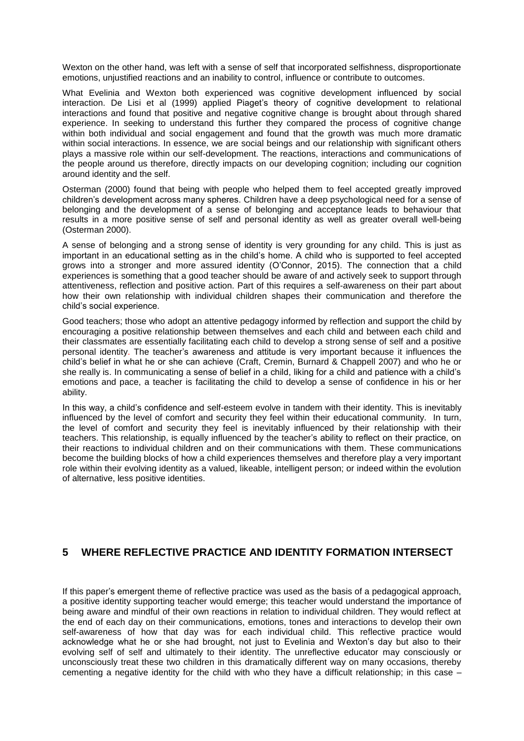Wexton on the other hand, was left with a sense of self that incorporated selfishness, disproportionate emotions, unjustified reactions and an inability to control, influence or contribute to outcomes.

What Evelinia and Wexton both experienced was cognitive development influenced by social interaction. De Lisi et al (1999) applied Piaget's theory of cognitive development to relational interactions and found that positive and negative cognitive change is brought about through shared experience. In seeking to understand this further they compared the process of cognitive change within both individual and social engagement and found that the growth was much more dramatic within social interactions. In essence, we are social beings and our relationship with significant others plays a massive role within our self-development. The reactions, interactions and communications of the people around us therefore, directly impacts on our developing cognition; including our cognition around identity and the self.

Osterman (2000) found that being with people who helped them to feel accepted greatly improved children's development across many spheres. Children have a deep psychological need for a sense of belonging and the development of a sense of belonging and acceptance leads to behaviour that results in a more positive sense of self and personal identity as well as greater overall well-being (Osterman 2000).

A sense of belonging and a strong sense of identity is very grounding for any child. This is just as important in an educational setting as in the child's home. A child who is supported to feel accepted grows into a stronger and more assured identity (O'Connor, 2015). The connection that a child experiences is something that a good teacher should be aware of and actively seek to support through attentiveness, reflection and positive action. Part of this requires a self-awareness on their part about how their own relationship with individual children shapes their communication and therefore the child's social experience.

Good teachers; those who adopt an attentive pedagogy informed by reflection and support the child by encouraging a positive relationship between themselves and each child and between each child and their classmates are essentially facilitating each child to develop a strong sense of self and a positive personal identity. The teacher's awareness and attitude is very important because it influences the child's belief in what he or she can achieve (Craft, Cremin, Burnard & Chappell 2007) and who he or she really is. In communicating a sense of belief in a child, liking for a child and patience with a child's emotions and pace, a teacher is facilitating the child to develop a sense of confidence in his or her ability.

In this way, a child's confidence and self-esteem evolve in tandem with their identity. This is inevitably influenced by the level of comfort and security they feel within their educational community. In turn, the level of comfort and security they feel is inevitably influenced by their relationship with their teachers. This relationship, is equally influenced by the teacher's ability to reflect on their practice, on their reactions to individual children and on their communications with them. These communications become the building blocks of how a child experiences themselves and therefore play a very important role within their evolving identity as a valued, likeable, intelligent person; or indeed within the evolution of alternative, less positive identities.

## 5 WHERE REFLECTIVE PRACTICE AND IDENTITY FORMATION INTERSECT

If this paper's emergent theme of reflective practice was used as the basis of a pedagogical approach, a positive identity supporting teacher would emerge; this teacher would understand the importance of being aware and mindful of their own reactions in relation to individual children. They would reflect at the end of each day on their communications, emotions, tones and interactions to develop their own self-awareness of how that day was for each individual child. This reflective practice would acknowledge what he or she had brought, not just to Evelinia and Wexton's day but also to their evolving self of self and ultimately to their identity. The unreflective educator may consciously or unconsciously treat these two children in this dramatically different way on many occasions, thereby cementing a negative identity for the child with who they have a difficult relationship; in this case –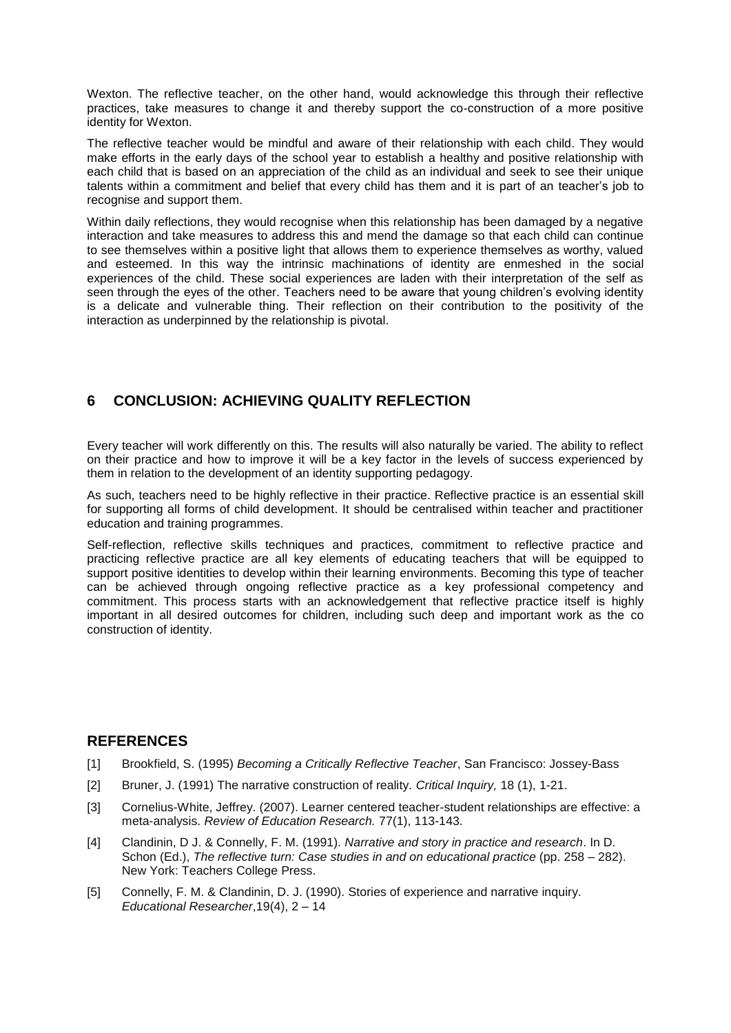Wexton. The reflective teacher, on the other hand, would acknowledge this through their reflective practices, take measures to change it and thereby support the co-construction of a more positive identity for Wexton.

The reflective teacher would be mindful and aware of their relationship with each child. They would make efforts in the early days of the school year to establish a healthy and positive relationship with each child that is based on an appreciation of the child as an individual and seek to see their unique talents within a commitment and belief that every child has them and it is part of an teacher's job to recognise and support them.

Within daily reflections, they would recognise when this relationship has been damaged by a negative interaction and take measures to address this and mend the damage so that each child can continue to see themselves within a positive light that allows them to experience themselves as worthy, valued and esteemed. In this way the intrinsic machinations of identity are enmeshed in the social experiences of the child. These social experiences are laden with their interpretation of the self as seen through the eyes of the other. Teachers need to be aware that young children's evolving identity is a delicate and vulnerable thing. Their reflection on their contribution to the positivity of the interaction as underpinned by the relationship is pivotal.

## 6 CONCLUSION: ACHIEVING QUALITY REFLECTION

Every teacher will work differently on this. The results will also naturally be varied. The ability to reflect on their practice and how to improve it will be a key factor in the levels of success experienced by them in relation to the development of an identity supporting pedagogy.

As such, teachers need to be highly reflective in their practice. Reflective practice is an essential skill for supporting all forms of child development. It should be centralised within teacher and practitioner education and training programmes.

Self-reflection, reflective skills techniques and practices, commitment to reflective practice and practicing reflective practice are all key elements of educating teachers that will be equipped to support positive identities to develop within their learning environments. Becoming this type of teacher can be achieved through ongoing reflective practice as a key professional competency and commitment. This process starts with an acknowledgement that reflective practice itself is highly important in all desired outcomes for children, including such deep and important work as the co construction of identity.

## REFERENCES

[1] Brookfield, S. (1995) *Becoming a Critically Reflective Teacher*, San Francisco: Jossey-Bass

[2] Bruner, J. (1991) The narrative construction of reality. *Critical Inquiry,* 18 (1), 1-21.

[3] Cornelius-White, Jeffrey. (2007). Learner centered teacher-student relationships are effective: a meta-analysis. *Review of Education Research.* 77(1), 113-143.

[4] Clandinin, D J. & Connelly, F. M. (1991). *Narrative and story in practice and research*. In D. Schon (Ed.), *The reflective turn: Case studies in and on educational practice* (pp. 258 – 282). New York: Teachers College Press.

[5] Connelly, F. M. & Clandinin, D. J. (1990). Stories of experience and narrative inquiry. *Educational Researcher*,19(4), 2 – 14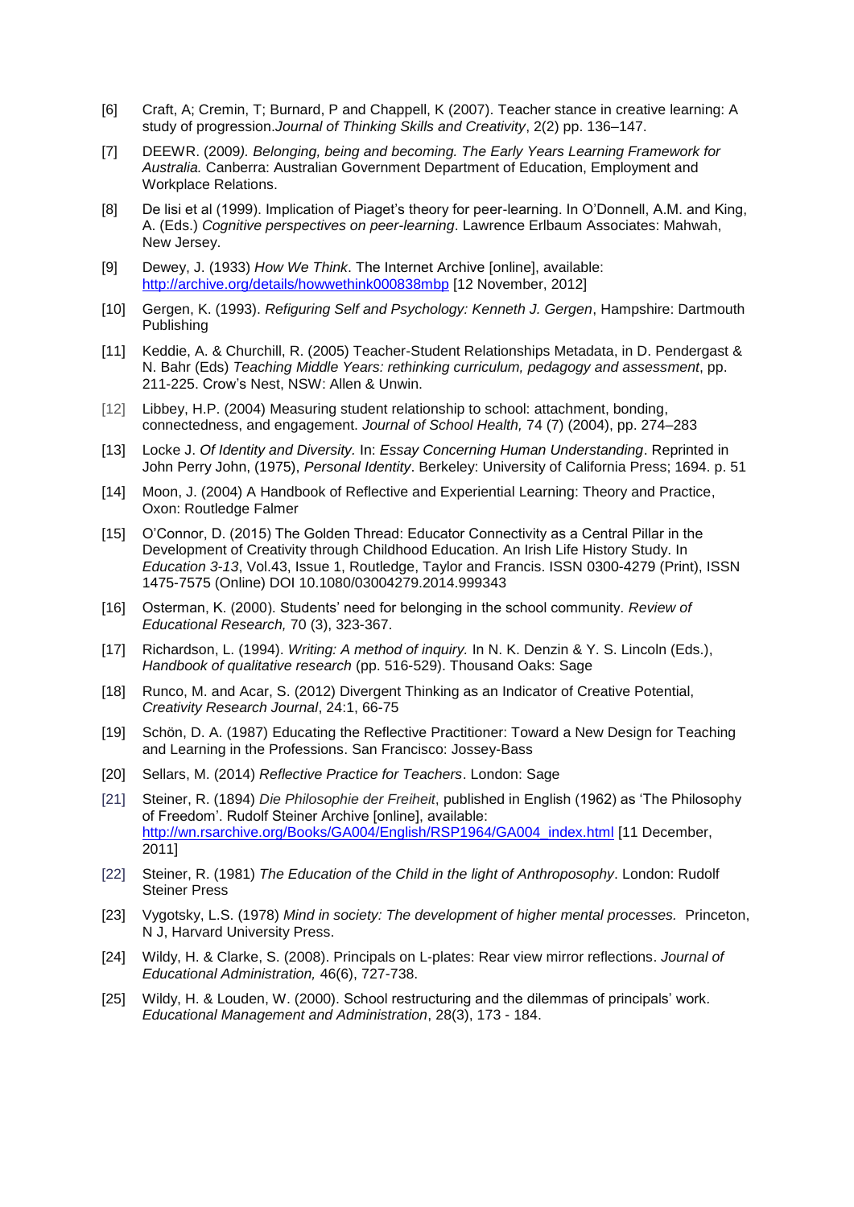[6] Craft, A; Cremin, T; Burnard, P and Chappell, K (2007). Teacher stance in creative learning: A study of progression.*Journal of Thinking Skills and Creativity*, 2(2) pp. 136–147.

[7] DEEWR. (2009*). Belonging, being and becoming. The Early Years Learning Framework for Australia.* Canberra: Australian Government Department of Education, Employment and Workplace Relations.

[8] De lisi et al (1999). Implication of Piaget's theory for peer-learning. In O'Donnell, A.M. and King, A. (Eds.) *Cognitive perspectives on peer-learning*. Lawrence Erlbaum Associates: Mahwah, New Jersey.

[9] Dewey, J. (1933) *How We Think*. The Internet Archive [online], available: http://archive.org/details/howwethink000838mbp [12 November, 2012]

[10] Gergen, K. (1993). *Refiguring Self and Psychology: Kenneth J. Gergen*, Hampshire: Dartmouth Publishing

[11] Keddie, A. & Churchill, R. (2005) Teacher-Student Relationships Metadata, in D. Pendergast & N. Bahr (Eds) *Teaching Middle Years: rethinking curriculum, pedagogy and assessment*, pp. 211-225. Crow's Nest, NSW: Allen & Unwin.

[12] Libbey, H.P. (2004) Measuring student relationship to school: attachment, bonding, connectedness, and engagement. *Journal of School Health,* 74 (7) (2004), pp. 274–283

[13] Locke J. *Of Identity and Diversity.* In: *Essay Concerning Human Understanding*. Reprinted in John Perry John, (1975), *Personal Identity*. Berkeley: University of California Press; 1694. p. 51

[14] Moon, J. (2004) A Handbook of Reflective and Experiential Learning: Theory and Practice, Oxon: Routledge Falmer

[15] O'Connor, D. (2015) The Golden Thread: Educator Connectivity as a Central Pillar in the Development of Creativity through Childhood Education. An Irish Life History Study. In *Education 3-13*, Vol.43, Issue 1, Routledge, Taylor and Francis. ISSN 0300-4279 (Print), ISSN 1475-7575 (Online) DOI 10.1080/03004279.2014.999343

[16] Osterman, K. (2000). Students' need for belonging in the school community. *Review of Educational Research,* 70 (3), 323-367.

[17] Richardson, L. (1994). *Writing: A method of inquiry.* In N. K. Denzin & Y. S. Lincoln (Eds.), *Handbook of qualitative research* (pp. 516-529). Thousand Oaks: Sage

[18] Runco, M. and Acar, S. (2012) Divergent Thinking as an Indicator of Creative Potential, *Creativity Research Journal*, 24:1, 66-75

[19] Schön, D. A. (1987) Educating the Reflective Practitioner: Toward a New Design for Teaching and Learning in the Professions. San Francisco: Jossey-Bass

[20] Sellars, M. (2014) *Reflective Practice for Teachers*. London: Sage

[21] Steiner, R. (1894) *Die Philosophie der Freiheit*, published in English (1962) as 'The Philosophy of Freedom'. Rudolf Steiner Archive [online], available: http://wn.rsarchive.org/Books/GA004/English/RSP1964/GA004_index.html [11 December, 2011]

[22] Steiner, R. (1981) *The Education of the Child in the light of Anthroposophy*. London: Rudolf Steiner Press

[23] Vygotsky, L.S. (1978) *Mind in society: The development of higher mental processes.* Princeton, N J, Harvard University Press.

[24] Wildy, H. & Clarke, S. (2008). Principals on L-plates: Rear view mirror reflections. *Journal of Educational Administration,* 46(6), 727-738.

[25] Wildy, H. & Louden, W. (2000). School restructuring and the dilemmas of principals' work. *Educational Management and Administration*, 28(3), 173 - 184.